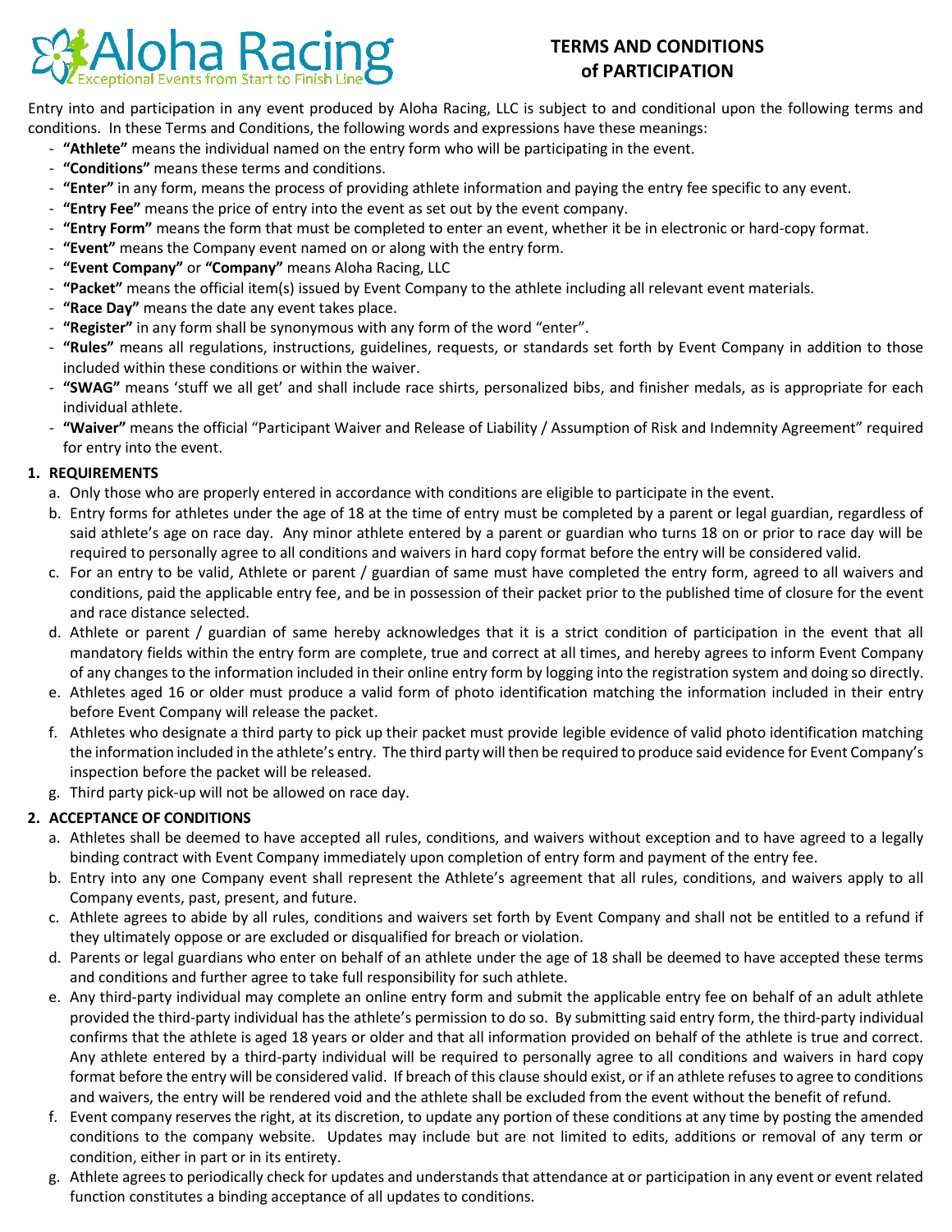Aloha Racing
Exceptional Events from Start to Finish Line

# TERMS AND CONDITIONS of PARTICIPATION

Entry into and participation in any event produced by Aloha Racing, LLC is subject to and conditional upon the following terms and conditions. In these Terms and Conditions, the following words and expressions have these meanings:

- **"Athlete"** means the individual named on the entry form who will be participating in the event.
- **"Conditions"** means these terms and conditions.
- **"Enter"** in any form, means the process of providing athlete information and paying the entry fee specific to any event.
- **"Entry Fee"** means the price of entry into the event as set out by the event company.
- **"Entry Form"** means the form that must be completed to enter an event, whether it be in electronic or hard-copy format.
- **"Event"** means the Company event named on or along with the entry form.
- **"Event Company"** or **"Company"** means Aloha Racing, LLC
- **"Packet"** means the official item(s) issued by Event Company to the athlete including all relevant event materials.
- **"Race Day"** means the date any event takes place.
- **"Register"** in any form shall be synonymous with any form of the word "enter".
- **"Rules"** means all regulations, instructions, guidelines, requests, or standards set forth by Event Company in addition to those included within these conditions or within the waiver.
- **"SWAG"** means 'stuff we all get' and shall include race shirts, personalized bibs, and finisher medals, as is appropriate for each individual athlete.
- **"Waiver"** means the official "Participant Waiver and Release of Liability / Assumption of Risk and Indemnity Agreement" required for entry into the event.

## 1. REQUIREMENTS

a. Only those who are properly entered in accordance with conditions are eligible to participate in the event.

b. Entry forms for athletes under the age of 18 at the time of entry must be completed by a parent or legal guardian, regardless of said athlete's age on race day. Any minor athlete entered by a parent or guardian who turns 18 on or prior to race day will be required to personally agree to all conditions and waivers in hard copy format before the entry will be considered valid.

c. For an entry to be valid, Athlete or parent / guardian of same must have completed the entry form, agreed to all waivers and conditions, paid the applicable entry fee, and be in possession of their packet prior to the published time of closure for the event and race distance selected.

d. Athlete or parent / guardian of same hereby acknowledges that it is a strict condition of participation in the event that all mandatory fields within the entry form are complete, true and correct at all times, and hereby agrees to inform Event Company of any changes to the information included in their online entry form by logging into the registration system and doing so directly.

e. Athletes aged 16 or older must produce a valid form of photo identification matching the information included in their entry before Event Company will release the packet.

f. Athletes who designate a third party to pick up their packet must provide legible evidence of valid photo identification matching the information included in the athlete's entry. The third party will then be required to produce said evidence for Event Company's inspection before the packet will be released.

g. Third party pick-up will not be allowed on race day.

## 2. ACCEPTANCE OF CONDITIONS

a. Athletes shall be deemed to have accepted all rules, conditions, and waivers without exception and to have agreed to a legally binding contract with Event Company immediately upon completion of entry form and payment of the entry fee.

b. Entry into any one Company event shall represent the Athlete's agreement that all rules, conditions, and waivers apply to all Company events, past, present, and future.

c. Athlete agrees to abide by all rules, conditions and waivers set forth by Event Company and shall not be entitled to a refund if they ultimately oppose or are excluded or disqualified for breach or violation.

d. Parents or legal guardians who enter on behalf of an athlete under the age of 18 shall be deemed to have accepted these terms and conditions and further agree to take full responsibility for such athlete.

e. Any third-party individual may complete an online entry form and submit the applicable entry fee on behalf of an adult athlete provided the third-party individual has the athlete's permission to do so. By submitting said entry form, the third-party individual confirms that the athlete is aged 18 years or older and that all information provided on behalf of the athlete is true and correct. Any athlete entered by a third-party individual will be required to personally agree to all conditions and waivers in hard copy format before the entry will be considered valid. If breach of this clause should exist, or if an athlete refuses to agree to conditions and waivers, the entry will be rendered void and the athlete shall be excluded from the event without the benefit of refund.

f. Event company reserves the right, at its discretion, to update any portion of these conditions at any time by posting the amended conditions to the company website. Updates may include but are not limited to edits, additions or removal of any term or condition, either in part or in its entirety.

g. Athlete agrees to periodically check for updates and understands that attendance at or participation in any event or event related function constitutes a binding acceptance of all updates to conditions.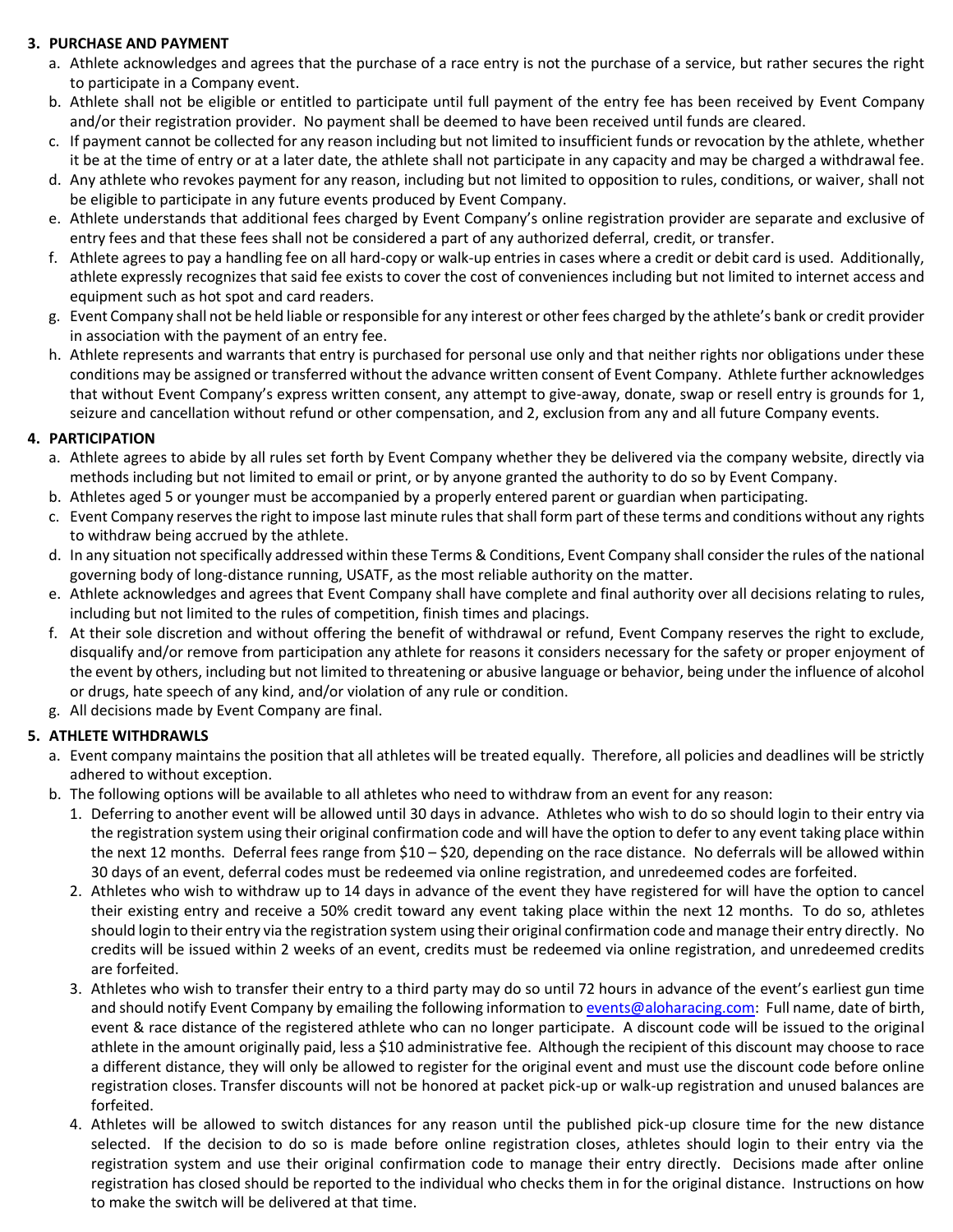### 3. PURCHASE AND PAYMENT

a. Athlete acknowledges and agrees that the purchase of a race entry is not the purchase of a service, but rather secures the right to participate in a Company event.

b. Athlete shall not be eligible or entitled to participate until full payment of the entry fee has been received by Event Company and/or their registration provider. No payment shall be deemed to have been received until funds are cleared.

c. If payment cannot be collected for any reason including but not limited to insufficient funds or revocation by the athlete, whether it be at the time of entry or at a later date, the athlete shall not participate in any capacity and may be charged a withdrawal fee.

d. Any athlete who revokes payment for any reason, including but not limited to opposition to rules, conditions, or waiver, shall not be eligible to participate in any future events produced by Event Company.

e. Athlete understands that additional fees charged by Event Company's online registration provider are separate and exclusive of entry fees and that these fees shall not be considered a part of any authorized deferral, credit, or transfer.

f. Athlete agrees to pay a handling fee on all hard-copy or walk-up entries in cases where a credit or debit card is used. Additionally, athlete expressly recognizes that said fee exists to cover the cost of conveniences including but not limited to internet access and equipment such as hot spot and card readers.

g. Event Company shall not be held liable or responsible for any interest or other fees charged by the athlete's bank or credit provider in association with the payment of an entry fee.

h. Athlete represents and warrants that entry is purchased for personal use only and that neither rights nor obligations under these conditions may be assigned or transferred without the advance written consent of Event Company. Athlete further acknowledges that without Event Company's express written consent, any attempt to give-away, donate, swap or resell entry is grounds for 1, seizure and cancellation without refund or other compensation, and 2, exclusion from any and all future Company events.

### 4. PARTICIPATION

a. Athlete agrees to abide by all rules set forth by Event Company whether they be delivered via the company website, directly via methods including but not limited to email or print, or by anyone granted the authority to do so by Event Company.

b. Athletes aged 5 or younger must be accompanied by a properly entered parent or guardian when participating.

c. Event Company reserves the right to impose last minute rules that shall form part of these terms and conditions without any rights to withdraw being accrued by the athlete.

d. In any situation not specifically addressed within these Terms & Conditions, Event Company shall consider the rules of the national governing body of long-distance running, USATF, as the most reliable authority on the matter.

e. Athlete acknowledges and agrees that Event Company shall have complete and final authority over all decisions relating to rules, including but not limited to the rules of competition, finish times and placings.

f. At their sole discretion and without offering the benefit of withdrawal or refund, Event Company reserves the right to exclude, disqualify and/or remove from participation any athlete for reasons it considers necessary for the safety or proper enjoyment of the event by others, including but not limited to threatening or abusive language or behavior, being under the influence of alcohol or drugs, hate speech of any kind, and/or violation of any rule or condition.

g. All decisions made by Event Company are final.

### 5. ATHLETE WITHDRAWLS

a. Event company maintains the position that all athletes will be treated equally. Therefore, all policies and deadlines will be strictly adhered to without exception.

b. The following options will be available to all athletes who need to withdraw from an event for any reason:

1. Deferring to another event will be allowed until 30 days in advance. Athletes who wish to do so should login to their entry via the registration system using their original confirmation code and will have the option to defer to any event taking place within the next 12 months. Deferral fees range from $10 – $20, depending on the race distance. No deferrals will be allowed within 30 days of an event, deferral codes must be redeemed via online registration, and unredeemed codes are forfeited.
2. Athletes who wish to withdraw up to 14 days in advance of the event they have registered for will have the option to cancel their existing entry and receive a 50% credit toward any event taking place within the next 12 months. To do so, athletes should login to their entry via the registration system using their original confirmation code and manage their entry directly. No credits will be issued within 2 weeks of an event, credits must be redeemed via online registration, and unredeemed credits are forfeited.
3. Athletes who wish to transfer their entry to a third party may do so until 72 hours in advance of the event's earliest gun time and should notify Event Company by emailing the following information to events@aloharacing.com: Full name, date of birth, event & race distance of the registered athlete who can no longer participate. A discount code will be issued to the original athlete in the amount originally paid, less a $10 administrative fee. Although the recipient of this discount may choose to race a different distance, they will only be allowed to register for the original event and must use the discount code before online registration closes. Transfer discounts will not be honored at packet pick-up or walk-up registration and unused balances are forfeited.
4. Athletes will be allowed to switch distances for any reason until the published pick-up closure time for the new distance selected. If the decision to do so is made before online registration closes, athletes should login to their entry via the registration system and use their original confirmation code to manage their entry directly. Decisions made after online registration has closed should be reported to the individual who checks them in for the original distance. Instructions on how to make the switch will be delivered at that time.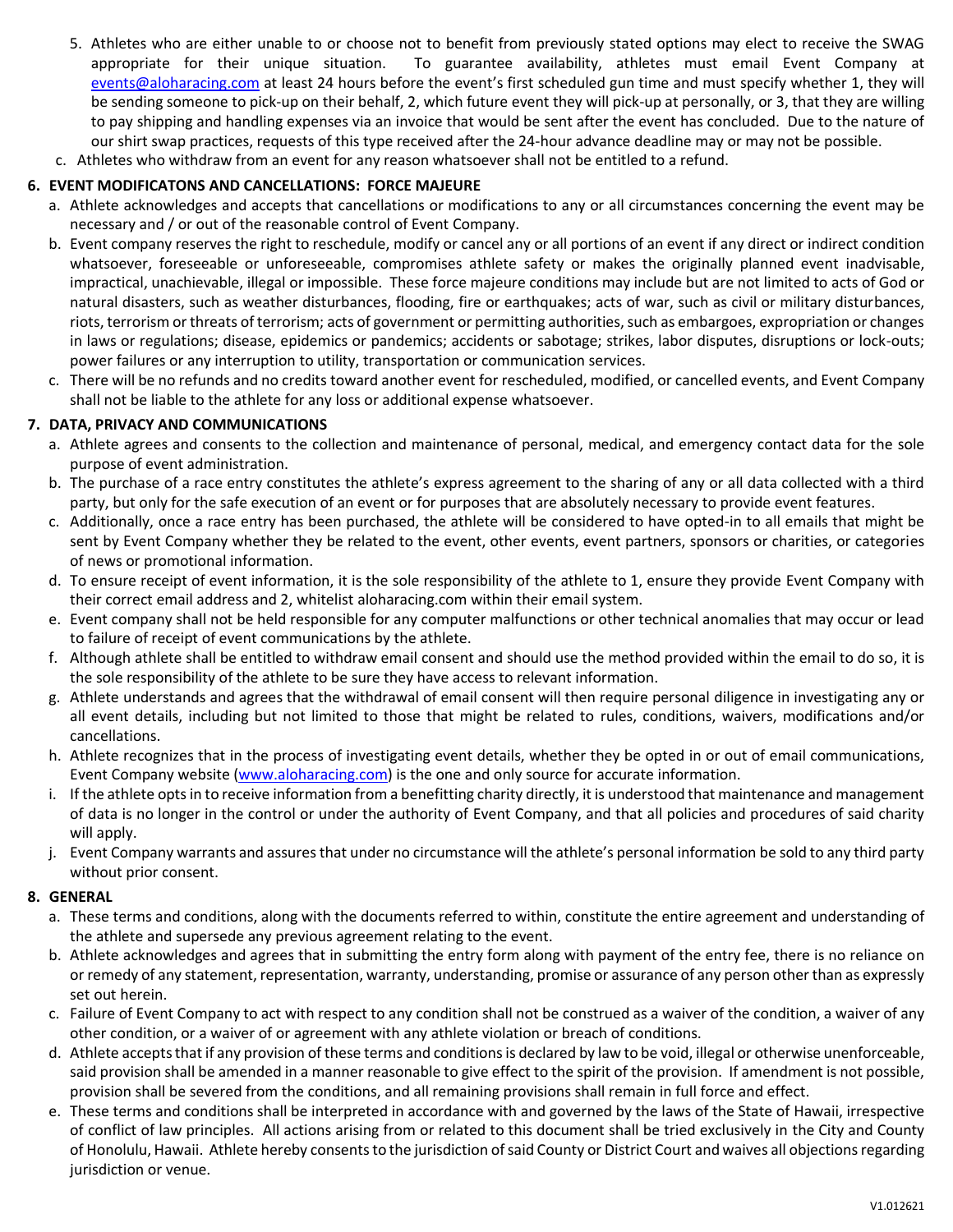5. Athletes who are either unable to or choose not to benefit from previously stated options may elect to receive the SWAG appropriate for their unique situation. To guarantee availability, athletes must email Event Company at events@aloharacing.com at least 24 hours before the event's first scheduled gun time and must specify whether 1, they will be sending someone to pick-up on their behalf, 2, which future event they will pick-up at personally, or 3, that they are willing to pay shipping and handling expenses via an invoice that would be sent after the event has concluded. Due to the nature of our shirt swap practices, requests of this type received after the 24-hour advance deadline may or may not be possible.

c. Athletes who withdraw from an event for any reason whatsoever shall not be entitled to a refund.

**6. EVENT MODIFICATONS AND CANCELLATIONS: FORCE MAJEURE**

a. Athlete acknowledges and accepts that cancellations or modifications to any or all circumstances concerning the event may be necessary and / or out of the reasonable control of Event Company.

b. Event company reserves the right to reschedule, modify or cancel any or all portions of an event if any direct or indirect condition whatsoever, foreseeable or unforeseeable, compromises athlete safety or makes the originally planned event inadvisable, impractical, unachievable, illegal or impossible. These force majeure conditions may include but are not limited to acts of God or natural disasters, such as weather disturbances, flooding, fire or earthquakes; acts of war, such as civil or military disturbances, riots, terrorism or threats of terrorism; acts of government or permitting authorities, such as embargoes, expropriation or changes in laws or regulations; disease, epidemics or pandemics; accidents or sabotage; strikes, labor disputes, disruptions or lock-outs; power failures or any interruption to utility, transportation or communication services.

c. There will be no refunds and no credits toward another event for rescheduled, modified, or cancelled events, and Event Company shall not be liable to the athlete for any loss or additional expense whatsoever.

**7. DATA, PRIVACY AND COMMUNICATIONS**

a. Athlete agrees and consents to the collection and maintenance of personal, medical, and emergency contact data for the sole purpose of event administration.

b. The purchase of a race entry constitutes the athlete's express agreement to the sharing of any or all data collected with a third party, but only for the safe execution of an event or for purposes that are absolutely necessary to provide event features.

c. Additionally, once a race entry has been purchased, the athlete will be considered to have opted-in to all emails that might be sent by Event Company whether they be related to the event, other events, event partners, sponsors or charities, or categories of news or promotional information.

d. To ensure receipt of event information, it is the sole responsibility of the athlete to 1, ensure they provide Event Company with their correct email address and 2, whitelist aloharacing.com within their email system.

e. Event company shall not be held responsible for any computer malfunctions or other technical anomalies that may occur or lead to failure of receipt of event communications by the athlete.

f. Although athlete shall be entitled to withdraw email consent and should use the method provided within the email to do so, it is the sole responsibility of the athlete to be sure they have access to relevant information.

g. Athlete understands and agrees that the withdrawal of email consent will then require personal diligence in investigating any or all event details, including but not limited to those that might be related to rules, conditions, waivers, modifications and/or cancellations.

h. Athlete recognizes that in the process of investigating event details, whether they be opted in or out of email communications, Event Company website (www.aloharacing.com) is the one and only source for accurate information.

i. If the athlete opts in to receive information from a benefitting charity directly, it is understood that maintenance and management of data is no longer in the control or under the authority of Event Company, and that all policies and procedures of said charity will apply.

j. Event Company warrants and assures that under no circumstance will the athlete's personal information be sold to any third party without prior consent.

**8. GENERAL**

a. These terms and conditions, along with the documents referred to within, constitute the entire agreement and understanding of the athlete and supersede any previous agreement relating to the event.

b. Athlete acknowledges and agrees that in submitting the entry form along with payment of the entry fee, there is no reliance on or remedy of any statement, representation, warranty, understanding, promise or assurance of any person other than as expressly set out herein.

c. Failure of Event Company to act with respect to any condition shall not be construed as a waiver of the condition, a waiver of any other condition, or a waiver of or agreement with any athlete violation or breach of conditions.

d. Athlete accepts that if any provision of these terms and conditions is declared by law to be void, illegal or otherwise unenforceable, said provision shall be amended in a manner reasonable to give effect to the spirit of the provision. If amendment is not possible, provision shall be severed from the conditions, and all remaining provisions shall remain in full force and effect.

e. These terms and conditions shall be interpreted in accordance with and governed by the laws of the State of Hawaii, irrespective of conflict of law principles. All actions arising from or related to this document shall be tried exclusively in the City and County of Honolulu, Hawaii. Athlete hereby consents to the jurisdiction of said County or District Court and waives all objections regarding jurisdiction or venue.

V1.012621